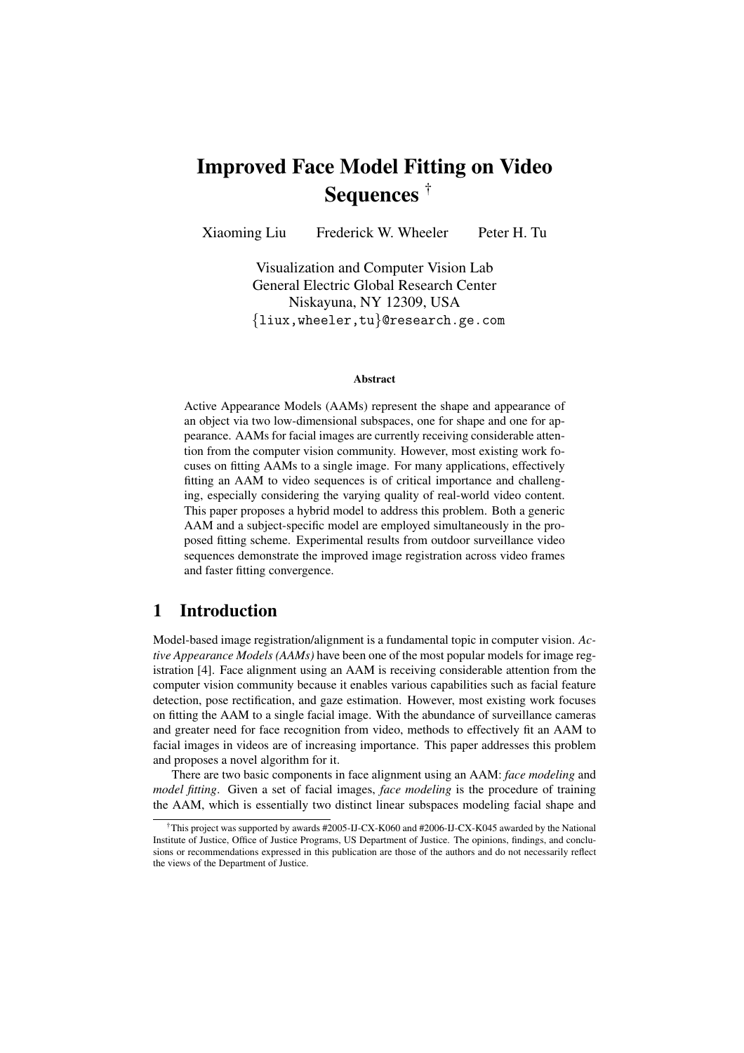# Improved Face Model Fitting on Video Sequences †

Xiaoming Liu  Frederick W. Wheeler  Peter H. Tu

Visualization and Computer Vision Lab
General Electric Global Research Center
Niskayuna, NY 12309, USA
{liux,wheeler,tu}@research.ge.com

### Abstract

Active Appearance Models (AAMs) represent the shape and appearance of an object via two low-dimensional subspaces, one for shape and one for appearance. AAMs for facial images are currently receiving considerable attention from the computer vision community. However, most existing work focuses on fitting AAMs to a single image. For many applications, effectively fitting an AAM to video sequences is of critical importance and challenging, especially considering the varying quality of real-world video content. This paper proposes a hybrid model to address this problem. Both a generic AAM and a subject-specific model are employed simultaneously in the proposed fitting scheme. Experimental results from outdoor surveillance video sequences demonstrate the improved image registration across video frames and faster fitting convergence.

## 1 Introduction

Model-based image registration/alignment is a fundamental topic in computer vision. *Active Appearance Models (AAMs)* have been one of the most popular models for image registration [4]. Face alignment using an AAM is receiving considerable attention from the computer vision community because it enables various capabilities such as facial feature detection, pose rectification, and gaze estimation. However, most existing work focuses on fitting the AAM to a single facial image. With the abundance of surveillance cameras and greater need for face recognition from video, methods to effectively fit an AAM to facial images in videos are of increasing importance. This paper addresses this problem and proposes a novel algorithm for it.

There are two basic components in face alignment using an AAM: *face modeling* and *model fitting*. Given a set of facial images, *face modeling* is the procedure of training the AAM, which is essentially two distinct linear subspaces modeling facial shape and

† This project was supported by awards #2005-IJ-CX-K060 and #2006-IJ-CX-K045 awarded by the National Institute of Justice, Office of Justice Programs, US Department of Justice. The opinions, findings, and conclusions or recommendations expressed in this publication are those of the authors and do not necessarily reflect the views of the Department of Justice.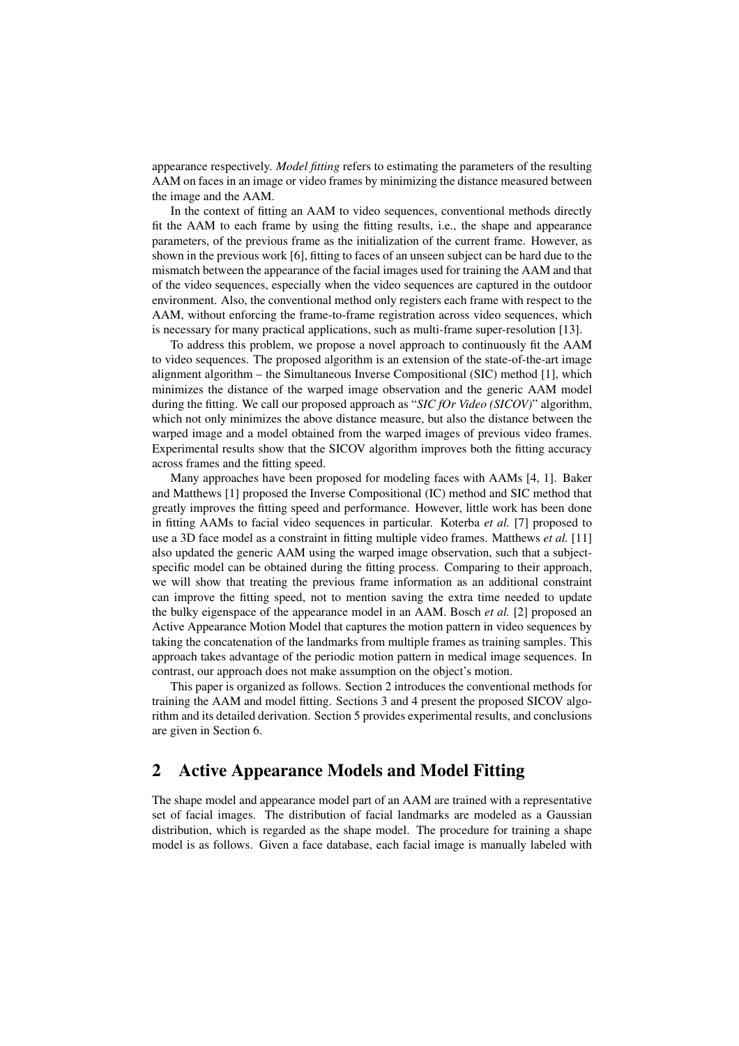appearance respectively. *Model fitting* refers to estimating the parameters of the resulting AAM on faces in an image or video frames by minimizing the distance measured between the image and the AAM.

In the context of fitting an AAM to video sequences, conventional methods directly fit the AAM to each frame by using the fitting results, i.e., the shape and appearance parameters, of the previous frame as the initialization of the current frame. However, as shown in the previous work [6], fitting to faces of an unseen subject can be hard due to the mismatch between the appearance of the facial images used for training the AAM and that of the video sequences, especially when the video sequences are captured in the outdoor environment. Also, the conventional method only registers each frame with respect to the AAM, without enforcing the frame-to-frame registration across video sequences, which is necessary for many practical applications, such as multi-frame super-resolution [13].

To address this problem, we propose a novel approach to continuously fit the AAM to video sequences. The proposed algorithm is an extension of the state-of-the-art image alignment algorithm – the Simultaneous Inverse Compositional (SIC) method [1], which minimizes the distance of the warped image observation and the generic AAM model during the fitting. We call our proposed approach as "*SIC fOr Video (SICOV)*" algorithm, which not only minimizes the above distance measure, but also the distance between the warped image and a model obtained from the warped images of previous video frames. Experimental results show that the SICOV algorithm improves both the fitting accuracy across frames and the fitting speed.

Many approaches have been proposed for modeling faces with AAMs [4, 1]. Baker and Matthews [1] proposed the Inverse Compositional (IC) method and SIC method that greatly improves the fitting speed and performance. However, little work has been done in fitting AAMs to facial video sequences in particular. Koterba *et al.* [7] proposed to use a 3D face model as a constraint in fitting multiple video frames. Matthews *et al.* [11] also updated the generic AAM using the warped image observation, such that a subject-specific model can be obtained during the fitting process. Comparing to their approach, we will show that treating the previous frame information as an additional constraint can improve the fitting speed, not to mention saving the extra time needed to update the bulky eigenspace of the appearance model in an AAM. Bosch *et al.* [2] proposed an Active Appearance Motion Model that captures the motion pattern in video sequences by taking the concatenation of the landmarks from multiple frames as training samples. This approach takes advantage of the periodic motion pattern in medical image sequences. In contrast, our approach does not make assumption on the object's motion.

This paper is organized as follows. Section 2 introduces the conventional methods for training the AAM and model fitting. Sections 3 and 4 present the proposed SICOV algorithm and its detailed derivation. Section 5 provides experimental results, and conclusions are given in Section 6.

## 2 Active Appearance Models and Model Fitting

The shape model and appearance model part of an AAM are trained with a representative set of facial images. The distribution of facial landmarks are modeled as a Gaussian distribution, which is regarded as the shape model. The procedure for training a shape model is as follows. Given a face database, each facial image is manually labeled with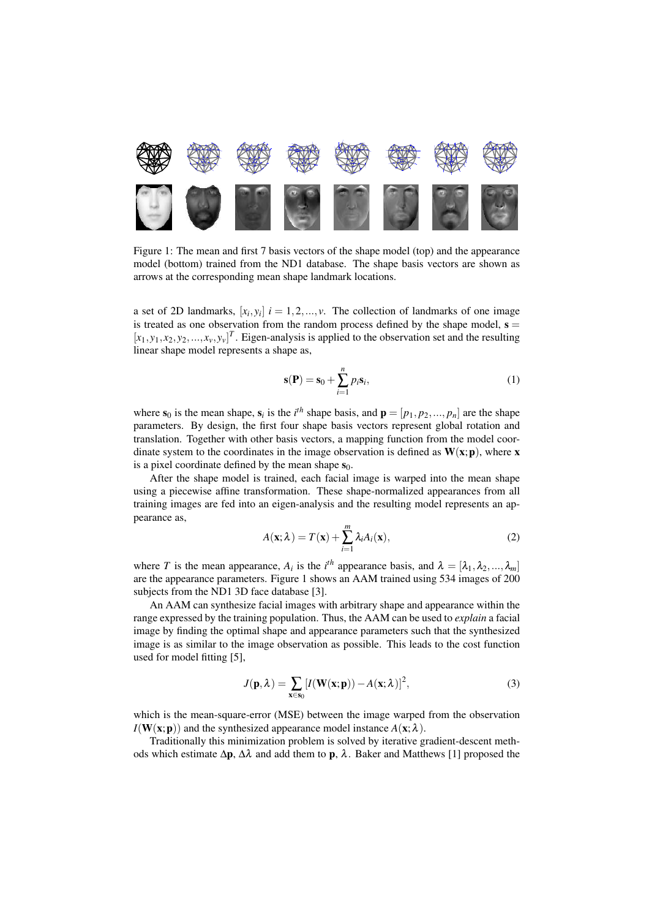Figure 1: The mean and first 7 basis vectors of the shape model (top) and the appearance model (bottom) trained from the ND1 database. The shape basis vectors are shown as arrows at the corresponding mean shape landmark locations.

a set of 2D landmarks, $[x_i, y_i]$ $i = 1, 2, ..., v$. The collection of landmarks of one image is treated as one observation from the random process defined by the shape model, $\mathbf{s} = [x_1, y_1, x_2, y_2, ..., x_v, y_v]^T$. Eigen-analysis is applied to the observation set and the resulting linear shape model represents a shape as,

$$\mathbf{s}(\mathbf{P}) = \mathbf{s}_0 + \sum_{i=1}^{n} p_i \mathbf{s}_i, \tag{1}$$

where $\mathbf{s}_0$ is the mean shape, $\mathbf{s}_i$ is the $i^{th}$ shape basis, and $\mathbf{p} = [p_1, p_2, ..., p_n]$ are the shape parameters. By design, the first four shape basis vectors represent global rotation and translation. Together with other basis vectors, a mapping function from the model coordinate system to the coordinates in the image observation is defined as $\mathbf{W}(\mathbf{x}; \mathbf{p})$, where $\mathbf{x}$ is a pixel coordinate defined by the mean shape $\mathbf{s}_0$.

After the shape model is trained, each facial image is warped into the mean shape using a piecewise affine transformation. These shape-normalized appearances from all training images are fed into an eigen-analysis and the resulting model represents an appearance as,

$$A(\mathbf{x}; \lambda) = T(\mathbf{x}) + \sum_{i=1}^{m} \lambda_i A_i(\mathbf{x}), \tag{2}$$

where $T$ is the mean appearance, $A_i$ is the $i^{th}$ appearance basis, and $\lambda = [\lambda_1, \lambda_2, ..., \lambda_m]$ are the appearance parameters. Figure 1 shows an AAM trained using 534 images of 200 subjects from the ND1 3D face database [3].

An AAM can synthesize facial images with arbitrary shape and appearance within the range expressed by the training population. Thus, the AAM can be used to *explain* a facial image by finding the optimal shape and appearance parameters such that the synthesized image is as similar to the image observation as possible. This leads to the cost function used for model fitting [5],

$$J(\mathbf{p}, \lambda) = \sum_{\mathbf{x} \in \mathbf{s}_0} [I(\mathbf{W}(\mathbf{x}; \mathbf{p})) - A(\mathbf{x}; \lambda)]^2, \tag{3}$$

which is the mean-square-error (MSE) between the image warped from the observation $I(\mathbf{W}(\mathbf{x}; \mathbf{p}))$ and the synthesized appearance model instance $A(\mathbf{x}; \lambda)$.

Traditionally this minimization problem is solved by iterative gradient-descent methods which estimate $\Delta\mathbf{p}$, $\Delta\lambda$ and add them to $\mathbf{p}$, $\lambda$. Baker and Matthews [1] proposed the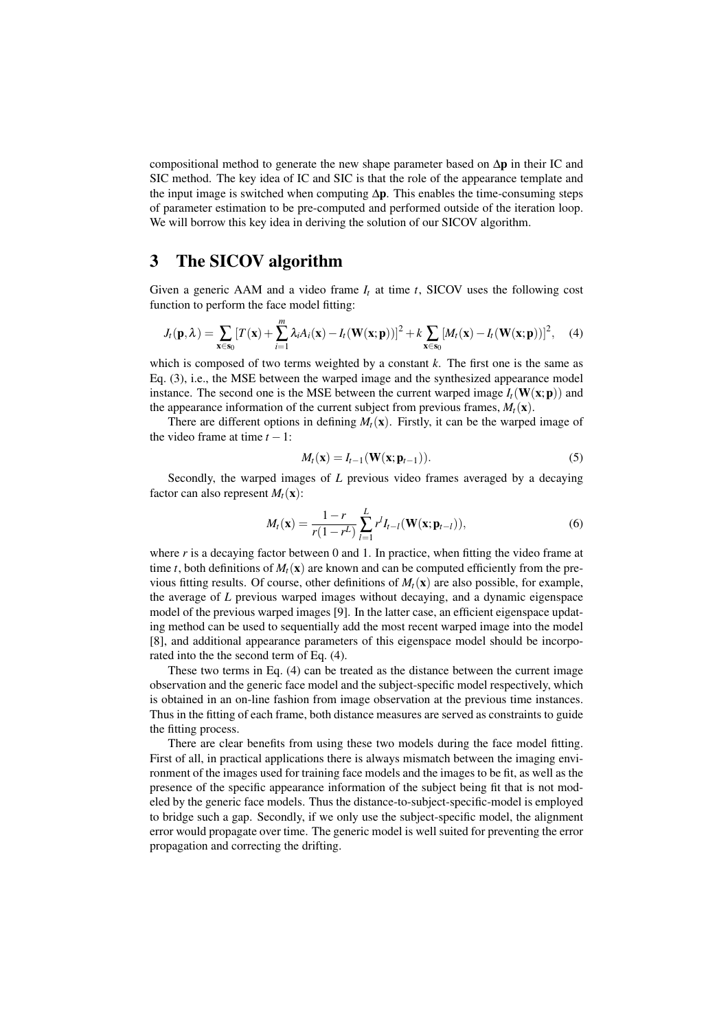compositional method to generate the new shape parameter based on $\Delta\mathbf{p}$ in their IC and SIC method. The key idea of IC and SIC is that the role of the appearance template and the input image is switched when computing $\Delta\mathbf{p}$. This enables the time-consuming steps of parameter estimation to be pre-computed and performed outside of the iteration loop. We will borrow this key idea in deriving the solution of our SICOV algorithm.

# 3 The SICOV algorithm

Given a generic AAM and a video frame $I_t$ at time $t$, SICOV uses the following cost function to perform the face model fitting:

$$J_t(\mathbf{p},\lambda) = \sum_{\mathbf{x}\in\mathbf{s}_0} [T(\mathbf{x}) + \sum_{i=1}^{m} \lambda_i A_i(\mathbf{x}) - I_t(\mathbf{W}(\mathbf{x};\mathbf{p}))]^2 + k \sum_{\mathbf{x}\in\mathbf{s}_0} [M_t(\mathbf{x}) - I_t(\mathbf{W}(\mathbf{x};\mathbf{p}))]^2, \quad (4)$$

which is composed of two terms weighted by a constant $k$. The first one is the same as Eq. (3), i.e., the MSE between the warped image and the synthesized appearance model instance. The second one is the MSE between the current warped image $I_t(\mathbf{W}(\mathbf{x};\mathbf{p}))$ and the appearance information of the current subject from previous frames, $M_t(\mathbf{x})$.

There are different options in defining $M_t(\mathbf{x})$. Firstly, it can be the warped image of the video frame at time $t-1$:

$$M_t(\mathbf{x}) = I_{t-1}(\mathbf{W}(\mathbf{x};\mathbf{p}_{t-1})). \quad (5)$$

Secondly, the warped images of $L$ previous video frames averaged by a decaying factor can also represent $M_t(\mathbf{x})$:

$$M_t(\mathbf{x}) = \frac{1-r}{r(1-r^L)} \sum_{l=1}^{L} r^l I_{t-l}(\mathbf{W}(\mathbf{x};\mathbf{p}_{t-l})), \quad (6)$$

where $r$ is a decaying factor between 0 and 1. In practice, when fitting the video frame at time $t$, both definitions of $M_t(\mathbf{x})$ are known and can be computed efficiently from the previous fitting results. Of course, other definitions of $M_t(\mathbf{x})$ are also possible, for example, the average of $L$ previous warped images without decaying, and a dynamic eigenspace model of the previous warped images [9]. In the latter case, an efficient eigenspace updating method can be used to sequentially add the most recent warped image into the model [8], and additional appearance parameters of this eigenspace model should be incorporated into the the second term of Eq. (4).

These two terms in Eq. (4) can be treated as the distance between the current image observation and the generic face model and the subject-specific model respectively, which is obtained in an on-line fashion from image observation at the previous time instances. Thus in the fitting of each frame, both distance measures are served as constraints to guide the fitting process.

There are clear benefits from using these two models during the face model fitting. First of all, in practical applications there is always mismatch between the imaging environment of the images used for training face models and the images to be fit, as well as the presence of the specific appearance information of the subject being fit that is not modeled by the generic face models. Thus the distance-to-subject-specific-model is employed to bridge such a gap. Secondly, if we only use the subject-specific model, the alignment error would propagate over time. The generic model is well suited for preventing the error propagation and correcting the drifting.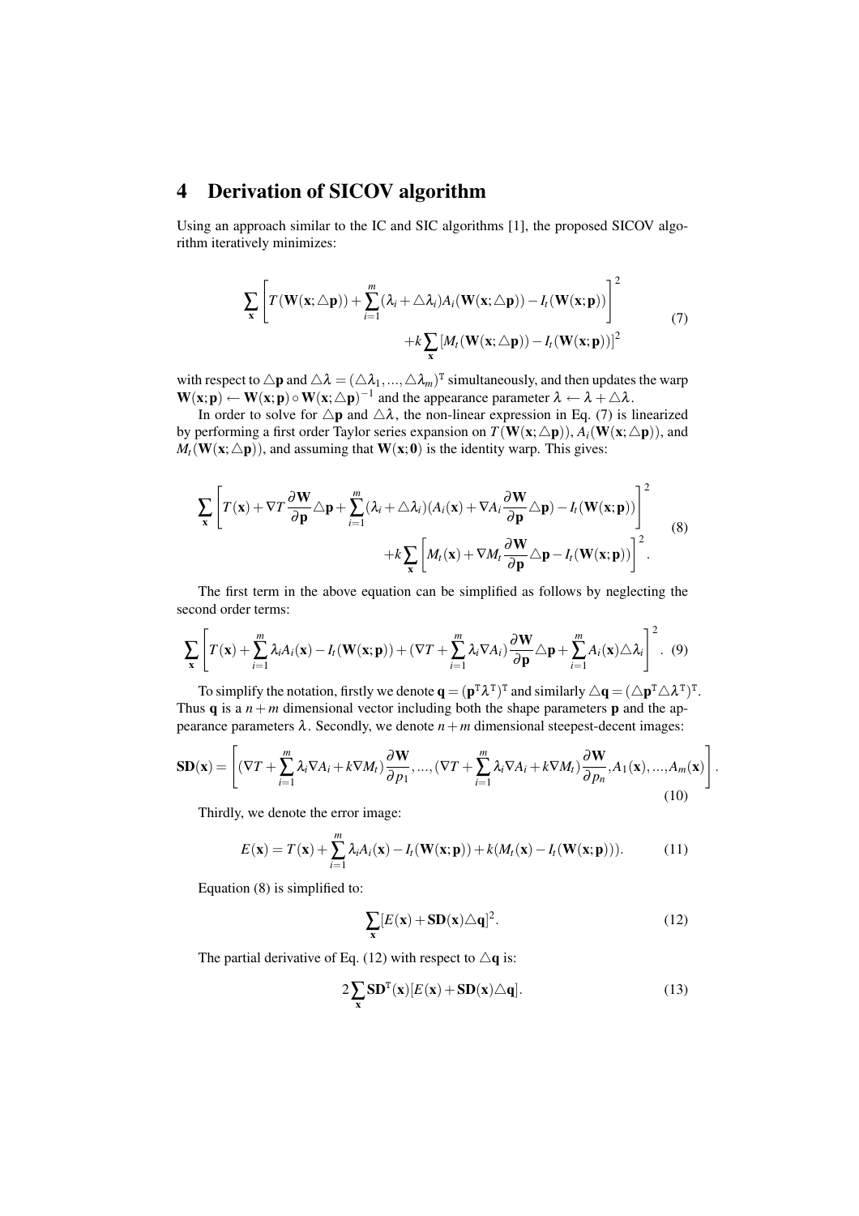# 4 Derivation of SICOV algorithm

Using an approach similar to the IC and SIC algorithms [1], the proposed SICOV algorithm iteratively minimizes:

$$
\begin{aligned}
\sum_{\mathbf{x}} \left[ T(\mathbf{W}(\mathbf{x};\triangle\mathbf{p})) + \sum_{i=1}^{m} (\lambda_i + \triangle\lambda_i) A_i(\mathbf{W}(\mathbf{x};\triangle\mathbf{p})) - I_t(\mathbf{W}(\mathbf{x};\mathbf{p})) \right]^2 \\
+ k \sum_{\mathbf{x}} \left[ M_t(\mathbf{W}(\mathbf{x};\triangle\mathbf{p})) - I_t(\mathbf{W}(\mathbf{x};\mathbf{p})) \right]^2
\end{aligned}
\tag{7}
$$

with respect to $\triangle\mathbf{p}$ and $\triangle\lambda = (\triangle\lambda_1, ..., \triangle\lambda_m)^{\mathrm{T}}$ simultaneously, and then updates the warp $\mathbf{W}(\mathbf{x};\mathbf{p}) \leftarrow \mathbf{W}(\mathbf{x};\mathbf{p}) \circ \mathbf{W}(\mathbf{x};\triangle\mathbf{p})^{-1}$ and the appearance parameter $\lambda \leftarrow \lambda + \triangle\lambda$.

In order to solve for $\triangle\mathbf{p}$ and $\triangle\lambda$, the non-linear expression in Eq. (7) is linearized by performing a first order Taylor series expansion on $T(\mathbf{W}(\mathbf{x};\triangle\mathbf{p}))$, $A_i(\mathbf{W}(\mathbf{x};\triangle\mathbf{p}))$, and $M_t(\mathbf{W}(\mathbf{x};\triangle\mathbf{p}))$, and assuming that $\mathbf{W}(\mathbf{x};\mathbf{0})$ is the identity warp. This gives:

$$
\begin{aligned}
\sum_{\mathbf{x}} \left[ T(\mathbf{x}) + \nabla T \frac{\partial \mathbf{W}}{\partial \mathbf{p}} \triangle\mathbf{p} + \sum_{i=1}^{m} (\lambda_i + \triangle\lambda_i)(A_i(\mathbf{x}) + \nabla A_i \frac{\partial \mathbf{W}}{\partial \mathbf{p}} \triangle\mathbf{p}) - I_t(\mathbf{W}(\mathbf{x};\mathbf{p})) \right]^2 \\
+ k \sum_{\mathbf{x}} \left[ M_t(\mathbf{x}) + \nabla M_t \frac{\partial \mathbf{W}}{\partial \mathbf{p}} \triangle\mathbf{p} - I_t(\mathbf{W}(\mathbf{x};\mathbf{p})) \right]^2.
\end{aligned}
\tag{8}
$$

The first term in the above equation can be simplified as follows by neglecting the second order terms:

$$
\sum_{\mathbf{x}} \left[ T(\mathbf{x}) + \sum_{i=1}^{m} \lambda_i A_i(\mathbf{x}) - I_t(\mathbf{W}(\mathbf{x};\mathbf{p})) + (\nabla T + \sum_{i=1}^{m} \lambda_i \nabla A_i) \frac{\partial \mathbf{W}}{\partial \mathbf{p}} \triangle\mathbf{p} + \sum_{i=1}^{m} A_i(\mathbf{x}) \triangle\lambda_i \right]^2. \tag{9}
$$

To simplify the notation, firstly we denote $\mathbf{q} = (\mathbf{p}^{\mathrm{T}} \lambda^{\mathrm{T}})^{\mathrm{T}}$ and similarly $\triangle\mathbf{q} = (\triangle\mathbf{p}^{\mathrm{T}} \triangle\lambda^{\mathrm{T}})^{\mathrm{T}}$. Thus $\mathbf{q}$ is a $n+m$ dimensional vector including both the shape parameters $\mathbf{p}$ and the appearance parameters $\lambda$. Secondly, we denote $n+m$ dimensional steepest-decent images:

$$
\mathbf{SD}(\mathbf{x}) = \left[ (\nabla T + \sum_{i=1}^{m} \lambda_i \nabla A_i + k \nabla M_t) \frac{\partial \mathbf{W}}{\partial p_1}, ..., (\nabla T + \sum_{i=1}^{m} \lambda_i \nabla A_i + k \nabla M_t) \frac{\partial \mathbf{W}}{\partial p_n}, A_1(\mathbf{x}), ..., A_m(\mathbf{x}) \right]. \tag{10}
$$

Thirdly, we denote the error image:

$$
E(\mathbf{x}) = T(\mathbf{x}) + \sum_{i=1}^{m} \lambda_i A_i(\mathbf{x}) - I_t(\mathbf{W}(\mathbf{x};\mathbf{p})) + k(M_t(\mathbf{x}) - I_t(\mathbf{W}(\mathbf{x};\mathbf{p}))). \tag{11}
$$

Equation (8) is simplified to:

$$
\sum_{\mathbf{x}} [E(\mathbf{x}) + \mathbf{SD}(\mathbf{x}) \triangle\mathbf{q}]^2. \tag{12}
$$

The partial derivative of Eq. (12) with respect to $\triangle\mathbf{q}$ is:

$$
2 \sum_{\mathbf{x}} \mathbf{SD}^{\mathrm{T}}(\mathbf{x}) [E(\mathbf{x}) + \mathbf{SD}(\mathbf{x}) \triangle\mathbf{q}]. \tag{13}
$$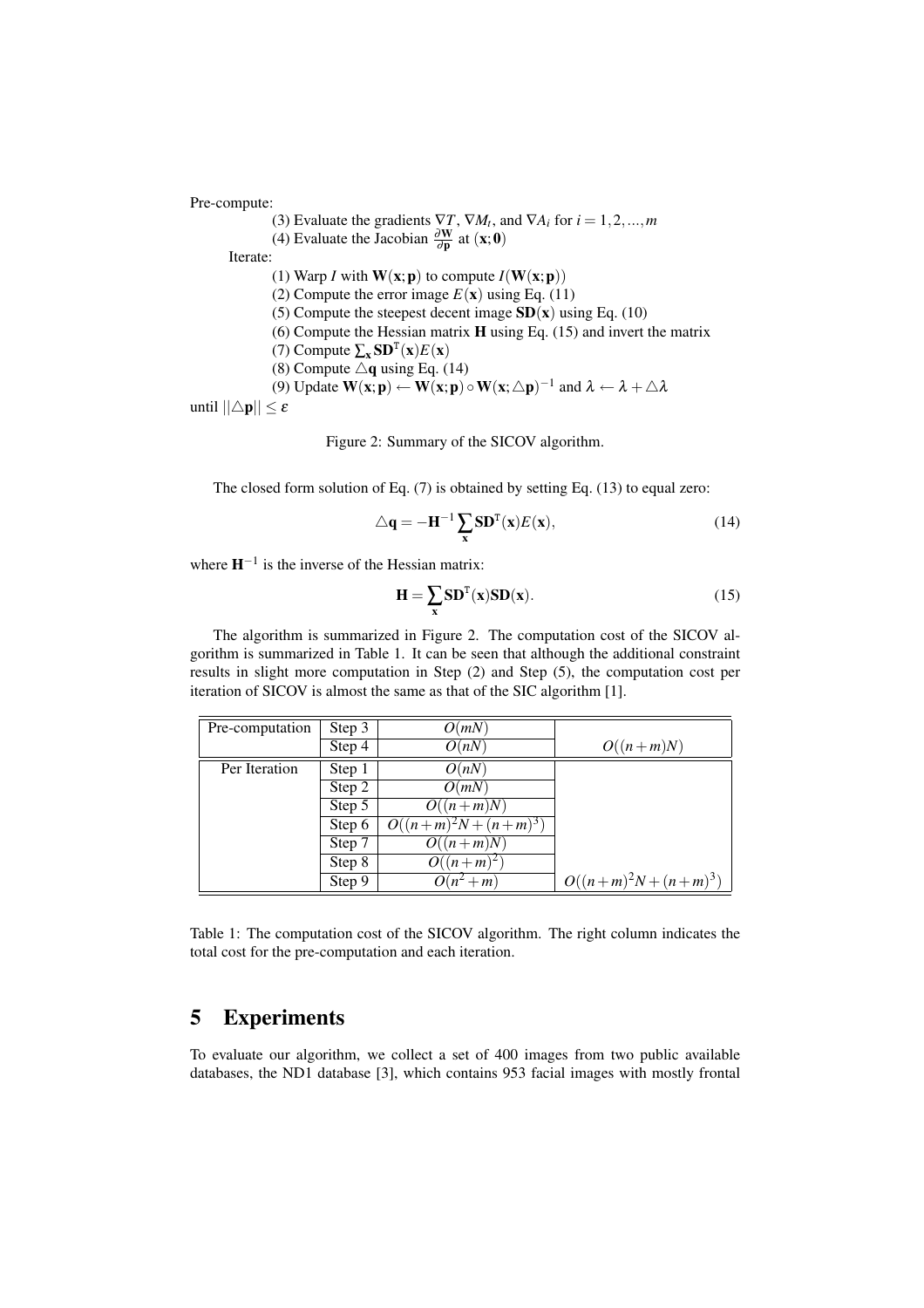Pre-compute:

(3) Evaluate the gradients $\nabla T$, $\nabla M_t$, and $\nabla A_i$ for $i = 1, 2, ..., m$

(4) Evaluate the Jacobian $\frac{\partial \mathbf{W}}{\partial \mathbf{p}}$ at $(\mathbf{x}; \mathbf{0})$

Iterate:

(1) Warp $I$ with $\mathbf{W}(\mathbf{x}; \mathbf{p})$ to compute $I(\mathbf{W}(\mathbf{x}; \mathbf{p}))$

(2) Compute the error image $E(\mathbf{x})$ using Eq. (11)

(5) Compute the steepest decent image $\mathbf{SD}(\mathbf{x})$ using Eq. (10)

(6) Compute the Hessian matrix $\mathbf{H}$ using Eq. (15) and invert the matrix

(7) Compute $\sum_{\mathbf{x}} \mathbf{SD}^{\mathrm{T}}(\mathbf{x}) E(\mathbf{x})$

(8) Compute $\triangle \mathbf{q}$ using Eq. (14)

(9) Update $\mathbf{W}(\mathbf{x}; \mathbf{p}) \leftarrow \mathbf{W}(\mathbf{x}; \mathbf{p}) \circ \mathbf{W}(\mathbf{x}; \triangle \mathbf{p})^{-1}$ and $\lambda \leftarrow \lambda + \triangle \lambda$

until $||\triangle \mathbf{p}|| \leq \varepsilon$

Figure 2: Summary of the SICOV algorithm.

The closed form solution of Eq. (7) is obtained by setting Eq. (13) to equal zero:

$$\triangle \mathbf{q} = -\mathbf{H}^{-1} \sum_{\mathbf{x}} \mathbf{SD}^{\mathrm{T}}(\mathbf{x}) E(\mathbf{x}), \tag{14}$$

where $\mathbf{H}^{-1}$ is the inverse of the Hessian matrix:

$$\mathbf{H} = \sum_{\mathbf{x}} \mathbf{SD}^{\mathrm{T}}(\mathbf{x}) \mathbf{SD}(\mathbf{x}). \tag{15}$$

The algorithm is summarized in Figure 2. The computation cost of the SICOV algorithm is summarized in Table 1. It can be seen that although the additional constraint results in slight more computation in Step (2) and Step (5), the computation cost per iteration of SICOV is almost the same as that of the SIC algorithm [1].

| | | | |
|---|---|---|---|
| Pre-computation | Step 3 | $O(mN)$ | $O((n+m)N)$ |
| | Step 4 | $O(nN)$ | |
| Per Iteration | Step 1 | $O(nN)$ | $O((n+m)^2N + (n+m)^3)$ |
| | Step 2 | $O(mN)$ | |
| | Step 5 | $O((n+m)N)$ | |
| | Step 6 | $O((n+m)^2N + (n+m)^3)$ | |
| | Step 7 | $O((n+m)N)$ | |
| | Step 8 | $O((n+m)^2)$ | |
| | Step 9 | $O(n^2+m)$ | |

Table 1: The computation cost of the SICOV algorithm. The right column indicates the total cost for the pre-computation and each iteration.

## 5 Experiments

To evaluate our algorithm, we collect a set of 400 images from two public available databases, the ND1 database [3], which contains 953 facial images with mostly frontal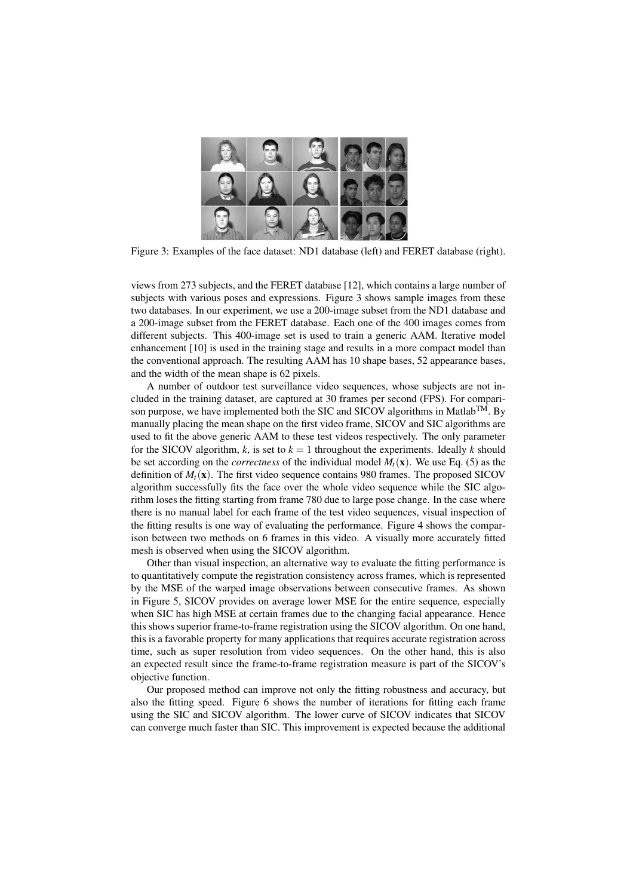Figure 3: Examples of the face dataset: ND1 database (left) and FERET database (right).

views from 273 subjects, and the FERET database [12], which contains a large number of subjects with various poses and expressions. Figure 3 shows sample images from these two databases. In our experiment, we use a 200-image subset from the ND1 database and a 200-image subset from the FERET database. Each one of the 400 images comes from different subjects. This 400-image set is used to train a generic AAM. Iterative model enhancement [10] is used in the training stage and results in a more compact model than the conventional approach. The resulting AAM has 10 shape bases, 52 appearance bases, and the width of the mean shape is 62 pixels.

A number of outdoor test surveillance video sequences, whose subjects are not included in the training dataset, are captured at 30 frames per second (FPS). For comparison purpose, we have implemented both the SIC and SICOV algorithms in Matlab™. By manually placing the mean shape on the first video frame, SICOV and SIC algorithms are used to fit the above generic AAM to these test videos respectively. The only parameter for the SICOV algorithm, $k$, is set to $k = 1$ throughout the experiments. Ideally $k$ should be set according on the *correctness* of the individual model $M_t(\mathbf{x})$. We use Eq. (5) as the definition of $M_t(\mathbf{x})$. The first video sequence contains 980 frames. The proposed SICOV algorithm successfully fits the face over the whole video sequence while the SIC algorithm loses the fitting starting from frame 780 due to large pose change. In the case where there is no manual label for each frame of the test video sequences, visual inspection of the fitting results is one way of evaluating the performance. Figure 4 shows the comparison between two methods on 6 frames in this video. A visually more accurately fitted mesh is observed when using the SICOV algorithm.

Other than visual inspection, an alternative way to evaluate the fitting performance is to quantitatively compute the registration consistency across frames, which is represented by the MSE of the warped image observations between consecutive frames. As shown in Figure 5, SICOV provides on average lower MSE for the entire sequence, especially when SIC has high MSE at certain frames due to the changing facial appearance. Hence this shows superior frame-to-frame registration using the SICOV algorithm. On one hand, this is a favorable property for many applications that requires accurate registration across time, such as super resolution from video sequences. On the other hand, this is also an expected result since the frame-to-frame registration measure is part of the SICOV's objective function.

Our proposed method can improve not only the fitting robustness and accuracy, but also the fitting speed. Figure 6 shows the number of iterations for fitting each frame using the SIC and SICOV algorithm. The lower curve of SICOV indicates that SICOV can converge much faster than SIC. This improvement is expected because the additional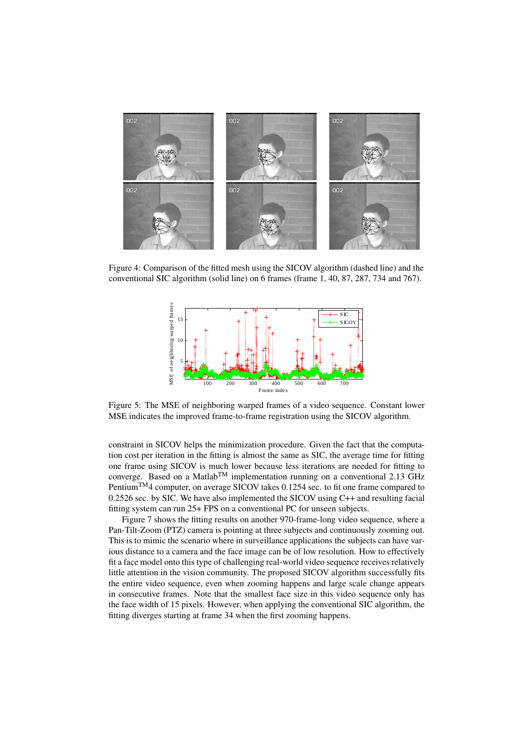Figure 4: Comparison of the fitted mesh using the SICOV algorithm (dashed line) and the conventional SIC algorithm (solid line) on 6 frames (frame 1, 40, 87, 287, 734 and 767).

Figure 5: The MSE of neighboring warped frames of a video sequence. Constant lower MSE indicates the improved frame-to-frame registration using the SICOV algorithm.

constraint in SICOV helps the minimization procedure. Given the fact that the computation cost per iteration in the fitting is almost the same as SIC, the average time for fitting one frame using SICOV is much lower because less iterations are needed for fitting to converge. Based on a Matlab™ implementation running on a conventional 2.13 GHz Pentium™4 computer, on average SICOV takes 0.1254 sec. to fit one frame compared to 0.2526 sec. by SIC. We have also implemented the SICOV using C++ and resulting facial fitting system can run 25+ FPS on a conventional PC for unseen subjects.

Figure 7 shows the fitting results on another 970-frame-long video sequence, where a Pan-Tilt-Zoom (PTZ) camera is pointing at three subjects and continuously zooming out. This is to mimic the scenario where in surveillance applications the subjects can have various distance to a camera and the face image can be of low resolution. How to effectively fit a face model onto this type of challenging real-world video sequence receives relatively little attention in the vision community. The proposed SICOV algorithm successfully fits the entire video sequence, even when zooming happens and large scale change appears in consecutive frames. Note that the smallest face size in this video sequence only has the face width of 15 pixels. However, when applying the conventional SIC algorithm, the fitting diverges starting at frame 34 when the first zooming happens.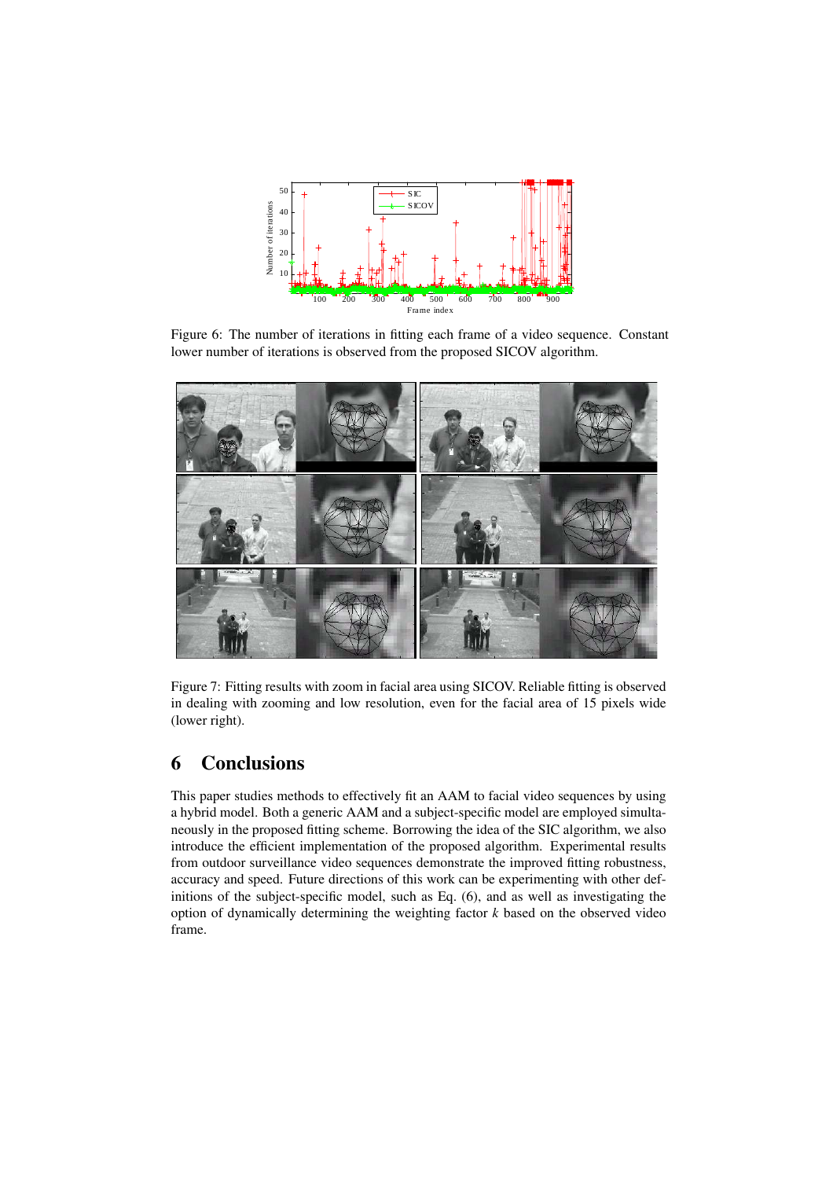Figure 6: The number of iterations in fitting each frame of a video sequence. Constant lower number of iterations is observed from the proposed SICOV algorithm.

Figure 7: Fitting results with zoom in facial area using SICOV. Reliable fitting is observed in dealing with zooming and low resolution, even for the facial area of 15 pixels wide (lower right).

# 6 Conclusions

This paper studies methods to effectively fit an AAM to facial video sequences by using a hybrid model. Both a generic AAM and a subject-specific model are employed simultaneously in the proposed fitting scheme. Borrowing the idea of the SIC algorithm, we also introduce the efficient implementation of the proposed algorithm. Experimental results from outdoor surveillance video sequences demonstrate the improved fitting robustness, accuracy and speed. Future directions of this work can be experimenting with other definitions of the subject-specific model, such as Eq. (6), and as well as investigating the option of dynamically determining the weighting factor $k$ based on the observed video frame.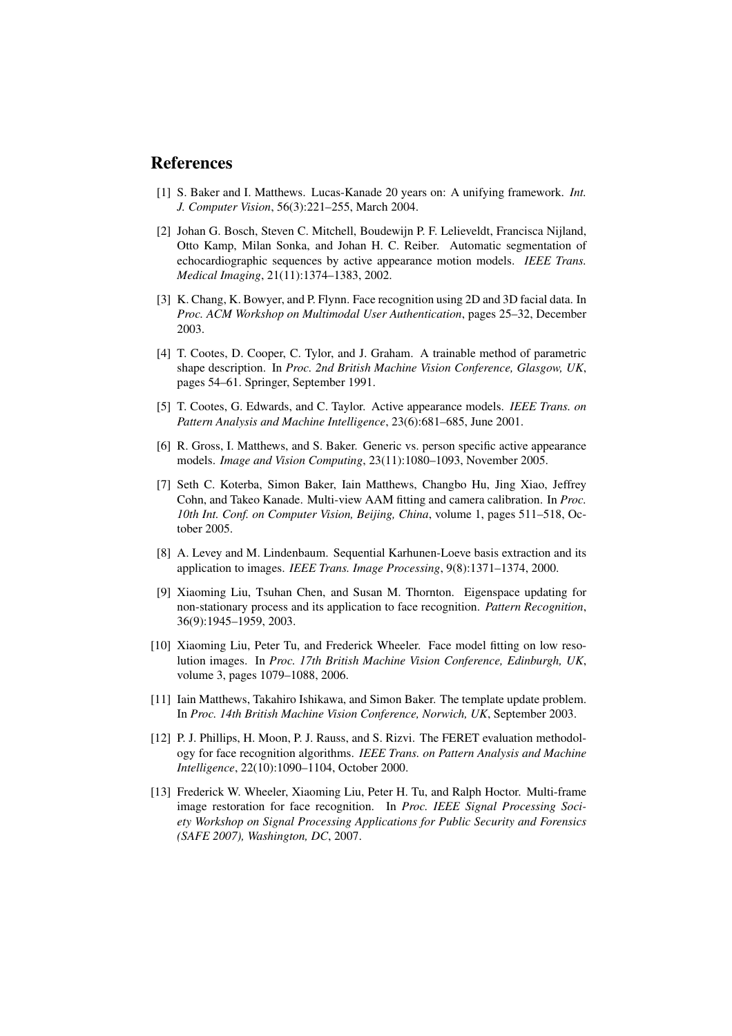## References

[1] S. Baker and I. Matthews. Lucas-Kanade 20 years on: A unifying framework. *Int. J. Computer Vision*, 56(3):221–255, March 2004.

[2] Johan G. Bosch, Steven C. Mitchell, Boudewijn P. F. Lelieveldt, Francisca Nijland, Otto Kamp, Milan Sonka, and Johan H. C. Reiber. Automatic segmentation of echocardiographic sequences by active appearance motion models. *IEEE Trans. Medical Imaging*, 21(11):1374–1383, 2002.

[3] K. Chang, K. Bowyer, and P. Flynn. Face recognition using 2D and 3D facial data. In *Proc. ACM Workshop on Multimodal User Authentication*, pages 25–32, December 2003.

[4] T. Cootes, D. Cooper, C. Tylor, and J. Graham. A trainable method of parametric shape description. In *Proc. 2nd British Machine Vision Conference, Glasgow, UK*, pages 54–61. Springer, September 1991.

[5] T. Cootes, G. Edwards, and C. Taylor. Active appearance models. *IEEE Trans. on Pattern Analysis and Machine Intelligence*, 23(6):681–685, June 2001.

[6] R. Gross, I. Matthews, and S. Baker. Generic vs. person specific active appearance models. *Image and Vision Computing*, 23(11):1080–1093, November 2005.

[7] Seth C. Koterba, Simon Baker, Iain Matthews, Changbo Hu, Jing Xiao, Jeffrey Cohn, and Takeo Kanade. Multi-view AAM fitting and camera calibration. In *Proc. 10th Int. Conf. on Computer Vision, Beijing, China*, volume 1, pages 511–518, October 2005.

[8] A. Levey and M. Lindenbaum. Sequential Karhunen-Loeve basis extraction and its application to images. *IEEE Trans. Image Processing*, 9(8):1371–1374, 2000.

[9] Xiaoming Liu, Tsuhan Chen, and Susan M. Thornton. Eigenspace updating for non-stationary process and its application to face recognition. *Pattern Recognition*, 36(9):1945–1959, 2003.

[10] Xiaoming Liu, Peter Tu, and Frederick Wheeler. Face model fitting on low resolution images. In *Proc. 17th British Machine Vision Conference, Edinburgh, UK*, volume 3, pages 1079–1088, 2006.

[11] Iain Matthews, Takahiro Ishikawa, and Simon Baker. The template update problem. In *Proc. 14th British Machine Vision Conference, Norwich, UK*, September 2003.

[12] P. J. Phillips, H. Moon, P. J. Rauss, and S. Rizvi. The FERET evaluation methodology for face recognition algorithms. *IEEE Trans. on Pattern Analysis and Machine Intelligence*, 22(10):1090–1104, October 2000.

[13] Frederick W. Wheeler, Xiaoming Liu, Peter H. Tu, and Ralph Hoctor. Multi-frame image restoration for face recognition. In *Proc. IEEE Signal Processing Society Workshop on Signal Processing Applications for Public Security and Forensics (SAFE 2007), Washington, DC*, 2007.